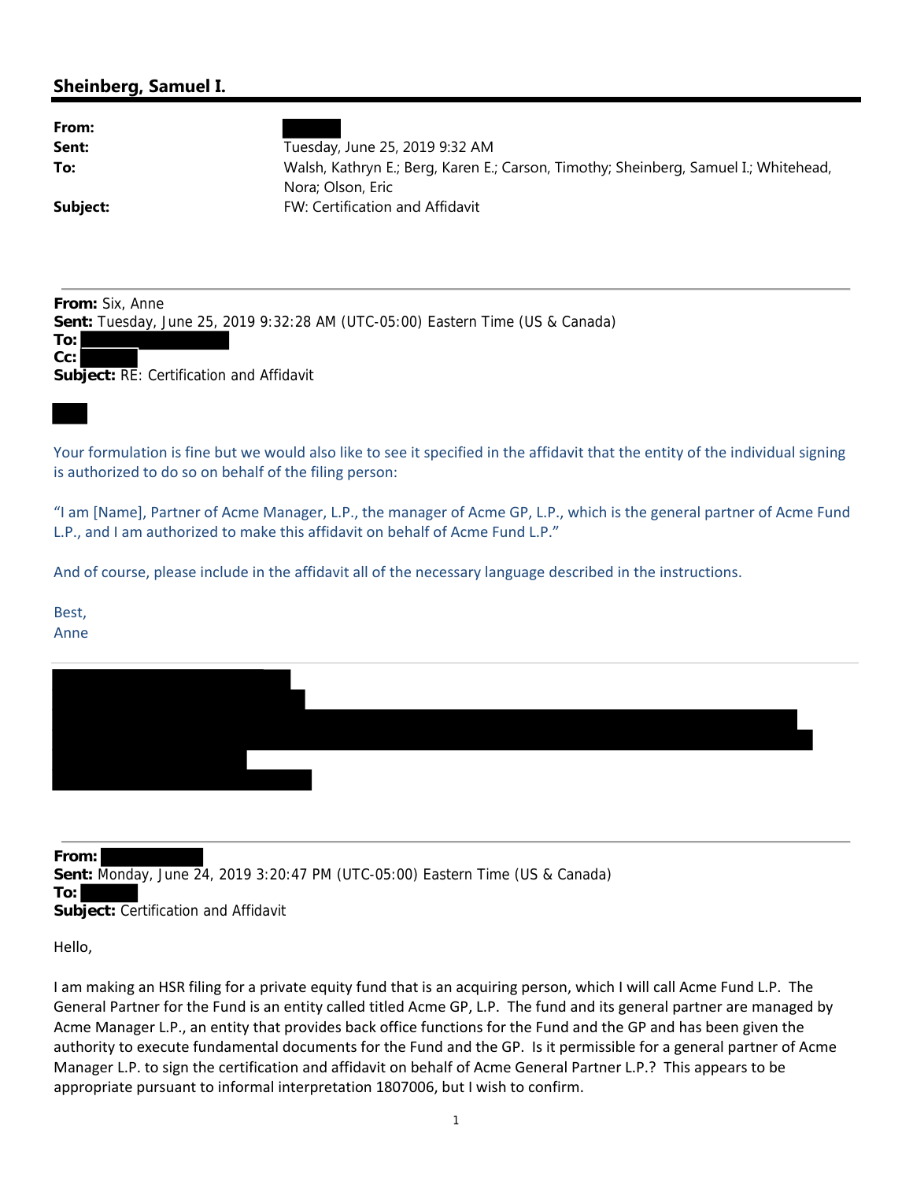## Sheinberg, Samuel I.

**From:**
**Sent:** Tuesday, June 25, 2019 9:32 AM
**To:** Walsh, Kathryn E.; Berg, Karen E.; Carson, Timothy; Sheinberg, Samuel I.; Whitehead, Nora; Olson, Eric
**Subject:** FW: Certification and Affidavit

---

**From:** Six, Anne
**Sent:** Tuesday, June 25, 2019 9:32:28 AM (UTC-05:00) Eastern Time (US & Canada)
**To:**
**Cc:**
**Subject:** RE: Certification and Affidavit

Your formulation is fine but we would also like to see it specified in the affidavit that the entity of the individual signing is authorized to do so on behalf of the filing person:

"I am [Name], Partner of Acme Manager, L.P., the manager of Acme GP, L.P., which is the general partner of Acme Fund L.P., and I am authorized to make this affidavit on behalf of Acme Fund L.P."

And of course, please include in the affidavit all of the necessary language described in the instructions.

Best,
Anne

---

**From:**
**Sent:** Monday, June 24, 2019 3:20:47 PM (UTC-05:00) Eastern Time (US & Canada)
**To:**
**Subject:** Certification and Affidavit

Hello,

I am making an HSR filing for a private equity fund that is an acquiring person, which I will call Acme Fund L.P. The General Partner for the Fund is an entity called titled Acme GP, L.P. The fund and its general partner are managed by Acme Manager L.P., an entity that provides back office functions for the Fund and the GP and has been given the authority to execute fundamental documents for the Fund and the GP. Is it permissible for a general partner of Acme Manager L.P. to sign the certification and affidavit on behalf of Acme General Partner L.P.? This appears to be appropriate pursuant to informal interpretation 1807006, but I wish to confirm.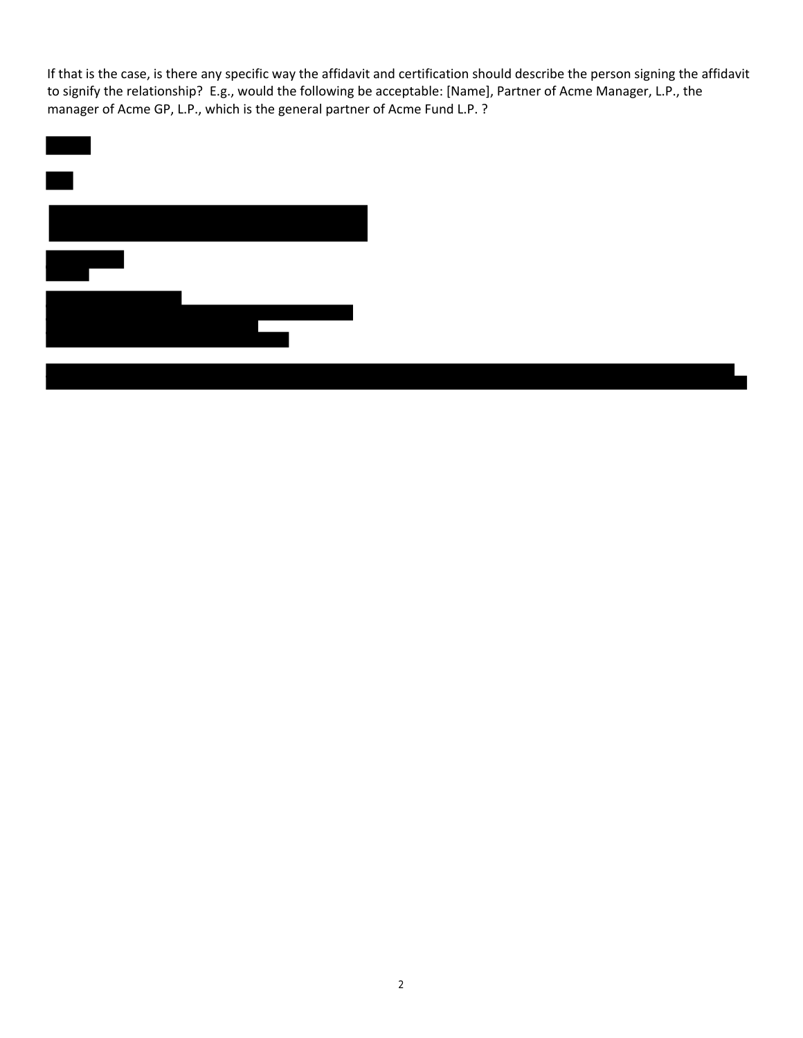If that is the case, is there any specific way the affidavit and certification should describe the person signing the affidavit to signify the relationship? E.g., would the following be acceptable: [Name], Partner of Acme Manager, L.P., the manager of Acme GP, L.P., which is the general partner of Acme Fund L.P. ?